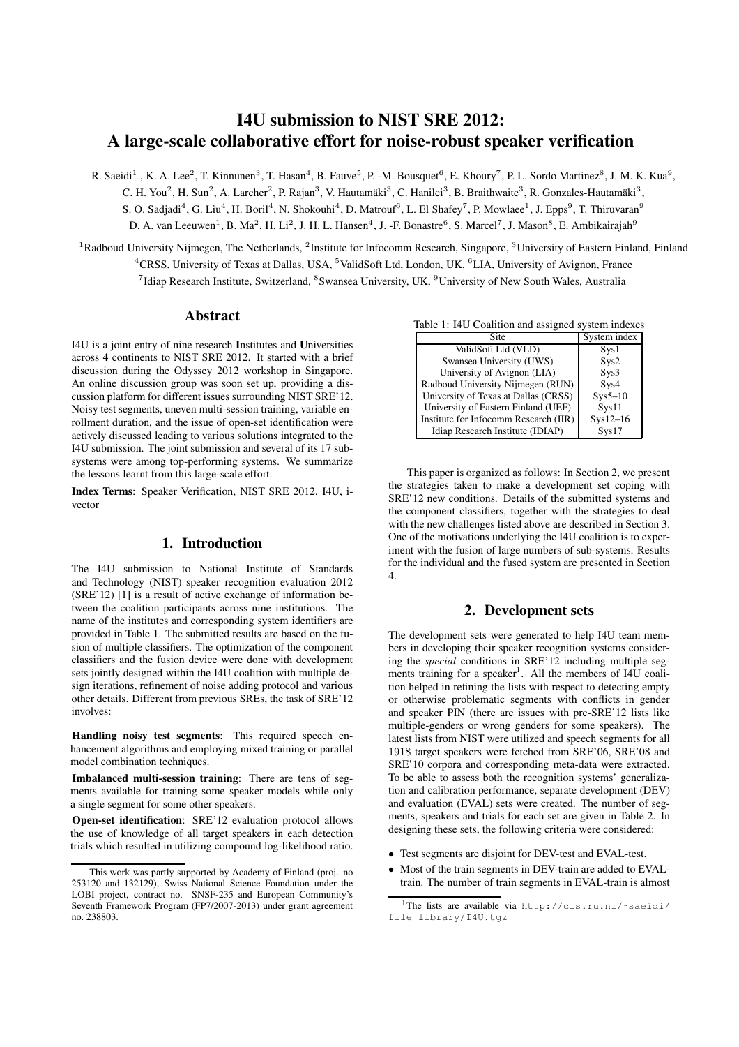# I4U submission to NIST SRE 2012: A large-scale collaborative effort for noise-robust speaker verification

R. Saeidi[1] , K. A. Lee[2], T. Kinnunen[3], T. Hasan[4], B. Fauve[5], P. -M. Bousquet[6], E. Khoury[7], P. L. Sordo Martinez[8], J. M. K. Kua[9], C. H. You[2], H. Sun[2], A. Larcher[2], P. Rajan[3], V. Hautamäki[3], C. Hanilci[3], B. Braithwaite[3], R. Gonzales-Hautamäki[3], S. O. Sadjadi[4], G. Liu[4], H. Boril[4], N. Shokouhi[4], D. Matrouf[6], L. El Shafey[7], P. Mowlaee[1], J. Epps[9], T. Thiruvaran[9] D. A. van Leeuwen[1], B. Ma[2], H. Li[2], J. H. L. Hansen[4], J. -F. Bonastre[6], S. Marcel[7], J. Mason[8], E. Ambikairajah[9]

[1]Radboud University Nijmegen, The Netherlands, [2]Institute for Infocomm Research, Singapore, [3]University of Eastern Finland, Finland
[4]CRSS, University of Texas at Dallas, USA, [5]ValidSoft Ltd, London, UK, [6]LIA, University of Avignon, France
[7]Idiap Research Institute, Switzerland, [8]Swansea University, UK, [9]University of New South Wales, Australia

## Abstract

I4U is a joint entry of nine research **I**nstitutes and **U**niversities across **4** continents to NIST SRE 2012. It started with a brief discussion during the Odyssey 2012 workshop in Singapore. An online discussion group was soon set up, providing a discussion platform for different issues surrounding NIST SRE'12. Noisy test segments, uneven multi-session training, variable enrollment duration, and the issue of open-set identification were actively discussed leading to various solutions integrated to the I4U submission. The joint submission and several of its 17 subsystems were among top-performing systems. We summarize the lessons learnt from this large-scale effort.

**Index Terms**: Speaker Verification, NIST SRE 2012, I4U, i-vector

## 1. Introduction

The I4U submission to National Institute of Standards and Technology (NIST) speaker recognition evaluation 2012 (SRE'12) [1] is a result of active exchange of information between the coalition participants across nine institutions. The name of the institutes and corresponding system identifiers are provided in Table 1. The submitted results are based on the fusion of multiple classifiers. The optimization of the component classifiers and the fusion device were done with development sets jointly designed within the I4U coalition with multiple design iterations, refinement of noise adding protocol and various other details. Different from previous SREs, the task of SRE'12 involves:

**Handling noisy test segments**: This required speech enhancement algorithms and employing mixed training or parallel model combination techniques.

**Imbalanced multi-session training**: There are tens of segments available for training some speaker models while only a single segment for some other speakers.

**Open-set identification**: SRE'12 evaluation protocol allows the use of knowledge of all target speakers in each detection trials which resulted in utilizing compound log-likelihood ratio.

This work was partly supported by Academy of Finland (proj. no 253120 and 132129), Swiss National Science Foundation under the LOBI project, contract no. SNSF-235 and European Community's Seventh Framework Program (FP7/2007-2013) under grant agreement no. 238803.

Table 1: I4U Coalition and assigned system indexes

| Site | System index |
|---|---|
| ValidSoft Ltd (VLD) | Sys1 |
| Swansea University (UWS) | Sys2 |
| University of Avignon (LIA) | Sys3 |
| Radboud University Nijmegen (RUN) | Sys4 |
| University of Texas at Dallas (CRSS) | Sys5–10 |
| University of Eastern Finland (UEF) | Sys11 |
| Institute for Infocomm Research (IIR) | Sys12–16 |
| Idiap Research Institute (IDIAP) | Sys17 |

This paper is organized as follows: In Section 2, we present the strategies taken to make a development set coping with SRE'12 new conditions. Details of the submitted systems and the component classifiers, together with the strategies to deal with the new challenges listed above are described in Section 3. One of the motivations underlying the I4U coalition is to experiment with the fusion of large numbers of sub-systems. Results for the individual and the fused system are presented in Section 4.

## 2. Development sets

The development sets were generated to help I4U team members in developing their speaker recognition systems considering the *special* conditions in SRE'12 including multiple segments training for a speaker[1]. All the members of I4U coalition helped in refining the lists with respect to detecting empty or otherwise problematic segments with conflicts in gender and speaker PIN (there are issues with pre-SRE'12 lists like multiple-genders or wrong genders for some speakers). The latest lists from NIST were utilized and speech segments for all 1918 target speakers were fetched from SRE'06, SRE'08 and SRE'10 corpora and corresponding meta-data were extracted. To be able to assess both the recognition systems' generalization and calibration performance, separate development (DEV) and evaluation (EVAL) sets were created. The number of segments, speakers and trials for each set are given in Table 2. In designing these sets, the following criteria were considered:

- Test segments are disjoint for DEV-test and EVAL-test.
- Most of the train segments in DEV-train are added to EVAL-train. The number of train segments in EVAL-train is almost

[1]The lists are available via http://cls.ru.nl/~saeidi/file_library/I4U.tgz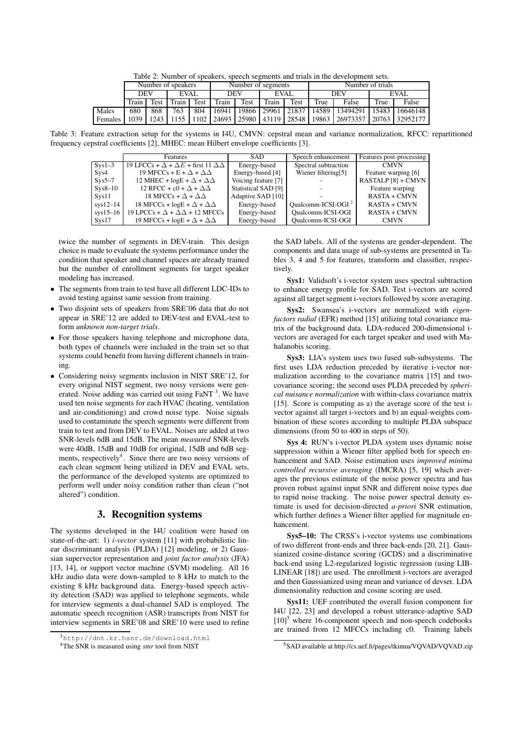Table 2: Number of speakers, speech segments and trials in the development sets.

| | Number of speakers | | | | Number of segments | | | | Number of trials | | | |
|---|---|---|---|---|---|---|---|---|---|---|---|---|
| | DEV | | EVAL | | DEV | | EVAL | | DEV | | EVAL | |
| | Train | Test | Train | Test | Train | Test | Train | Test | True | False | True | False |
| Males | 680 | 868 | 763 | 804 | 16941 | 19866 | 29961 | 21837 | 14589 | 13494291 | 15483 | 16646148 |
| Females | 1039 | 1243 | 1155 | 1102 | 24693 | 25980 | 43119 | 28548 | 19863 | 26973357 | 20763 | 32952177 |

Table 3: Feature extraction setup for the systems in I4U, CMVN: cepstral mean and variance normalization, RFCC: repartitioned frequency cepstral coefficients [2], MHEC: mean Hilbert envelope coefficients [3].

| | Features | SAD | Speech enhancement | Features post-processing |
|---|---|---|---|---|
| Sys1–3 | 19 LFCCs + $\Delta$ + $\Delta E$ + first 11 $\Delta\Delta$ | Energy-based | Spectral subtraction | CMVN |
| Sys4 | 19 MFCCs + E + $\Delta$ + $\Delta\Delta$ | Energy-based [4] | Wiener filtering[5] | Feature warping [6] |
| Sys5–7 | 12 MHEC + logE + $\Delta$ + $\Delta\Delta$ | Voicing feature [7] | - | RASTALP [8] + CMVN |
| Sys8–10 | 12 RFCC + c0 + $\Delta$ + $\Delta\Delta$ | Statistical SAD [9] | - | Feature warping |
| Sys11 | 18 MFCCs + $\Delta$ + $\Delta\Delta$ | Adaptive SAD [10] | - | RASTA + CMVN |
| sys12–14 | 18 MFCCs + logE + $\Delta$ + $\Delta\Delta$ | Energy-based | Qualcomm-ICSI-OGI [2] | RASTA + CMVN |
| sys15–16 | 19 LPCCs + $\Delta$ + $\Delta\Delta$ + 12 MFCCs | Energy-based | Qualcomm-ICSI-OGI | RASTA + CMVN |
| Sys17 | 19 MFCCs + logE + $\Delta$ + $\Delta\Delta$ | Energy-based | Qualcomm-ICSI-OGI | CMVN |

twice the number of segments in DEV-train. This design choice is made to evaluate the systems performance under the condition that speaker and channel spaces are already trained but the number of enrollment segments for target speaker modeling has increased.

- The segments from train to test have all different LDC-IDs to avoid testing against same session from training.
- Two disjoint sets of speakers from SRE'06 data that do not appear in SRE'12 are added to DEV-test and EVAL-test to form *unknown non-target trials*.
- For those speakers having telephone and microphone data, both types of channels were included in the train set so that systems could benefit from having different channels in training.
- Considering noisy segments inclusion in NIST SRE'12, for every original NIST segment, two noisy versions were generated. Noise adding was carried out using FaNT [3]. We have used ten noise segments for each HVAC (heating, ventilation and air-conditioning) and crowd noise type. Noise signals used to contaminate the speech segments were different from train to test and from DEV to EVAL. Noises are added at two SNR-levels 6dB and 15dB. The mean *measured* SNR-levels were 40dB, 15dB and 10dB for original, 15dB and 6dB segments, respectively[4]. Since there are two noisy versions of each clean segment being utilized in DEV and EVAL sets, the performance of the developed systems are optimized to perform well under noisy condition rather than clean ("not altered") condition.

## 3. Recognition systems

The systems developed in the I4U coalition were based on state-of-the-art: 1) *i-vector* system [11] with probabilistic linear discriminant analysis (PLDA) [12] modeling, or 2) Gaussian supervector representation and *joint factor analysis* (JFA) [13, 14], or support vector machine (SVM) modeling. All 16 kHz audio data were down-sampled to 8 kHz to match to the existing 8 kHz background data. Energy-based speech activity detection (SAD) was applied to telephone segments, while for interview segments a dual-channel SAD is employed. The automatic speech recognition (ASR) transcripts from NIST for interview segments in SRE'08 and SRE'10 were used to refine the SAD labels. All of the systems are gender-dependent. The components and data usage of sub-systems are presented in Tables 3, 4 and 5 for features, transform and classifier, respectively.

**Sys1:** Validsoft's i-vector system uses spectral subtraction to enhance energy profile for SAD. Test i-vectors are scored against all target segment i-vectors followed by score averaging.

**Sys2:** Swansea's i-vectors are normalized with *eigenfactors radial* (EFR) method [15] utilizing total covariance matrix of the background data. LDA-reduced 200-dimensional i-vectors are averaged for each target speaker and used with Mahalanobis scoring.

**Sys3:** LIA's system uses two fused sub-subsystems. The first uses LDA reduction preceded by iterative i-vector normalization according to the covariance matrix [15] and two-covariance scoring; the second uses PLDA preceded by *spherical nuisance normalization* with within-class covariance matrix [15]. Score is computing as a) the average score of the test i-vector against all target i-vectors and b) an equal-weights combination of these scores according to multiple PLDA subspace dimensions (from 50 to 400 in steps of 50).

**Sys 4:** RUN's i-vector PLDA system uses dynamic noise suppression within a Wiener filter applied both for speech enhancement and SAD. Noise estimation uses *improved minima controlled recursive averaging* (IMCRA) [5, 19] which averages the previous estimate of the noise power spectra and has proven robust against input SNR and different noise types due to rapid noise tracking. The noise power spectral density estimate is used for decision-directed *a-priori* SNR estimation, which further defines a Wiener filter applied for magnitude enhancement.

**Sys5–10:** The CRSS's i-vector systems use combinations of two different front-ends and three back-ends [20, 21]. Gaussianized cosine-distance scoring (GCDS) and a discriminative back-end using L2-regularized logistic regression (using LIBLINEAR [18]) are used. The enrollment i-vectors are averaged and then Gaussianized using mean and variance of devset. LDA dimensionality reduction and cosine scoring are used.

**Sys11:** UEF contributed the overall fusion component for I4U [22, 23] and developed a robust utterance-adaptive SAD [10][5] where 16-component speech and non-speech codebooks are trained from 12 MFCCs including c0. Training labels

[3] http://dnt.kr.hsnr.de/download.html

[4] The SNR is measured using *stnr* tool from NIST

[5] SAD available at http://cs.uef.fi/pages/tkinnu/VQVAD/VQVAD.zip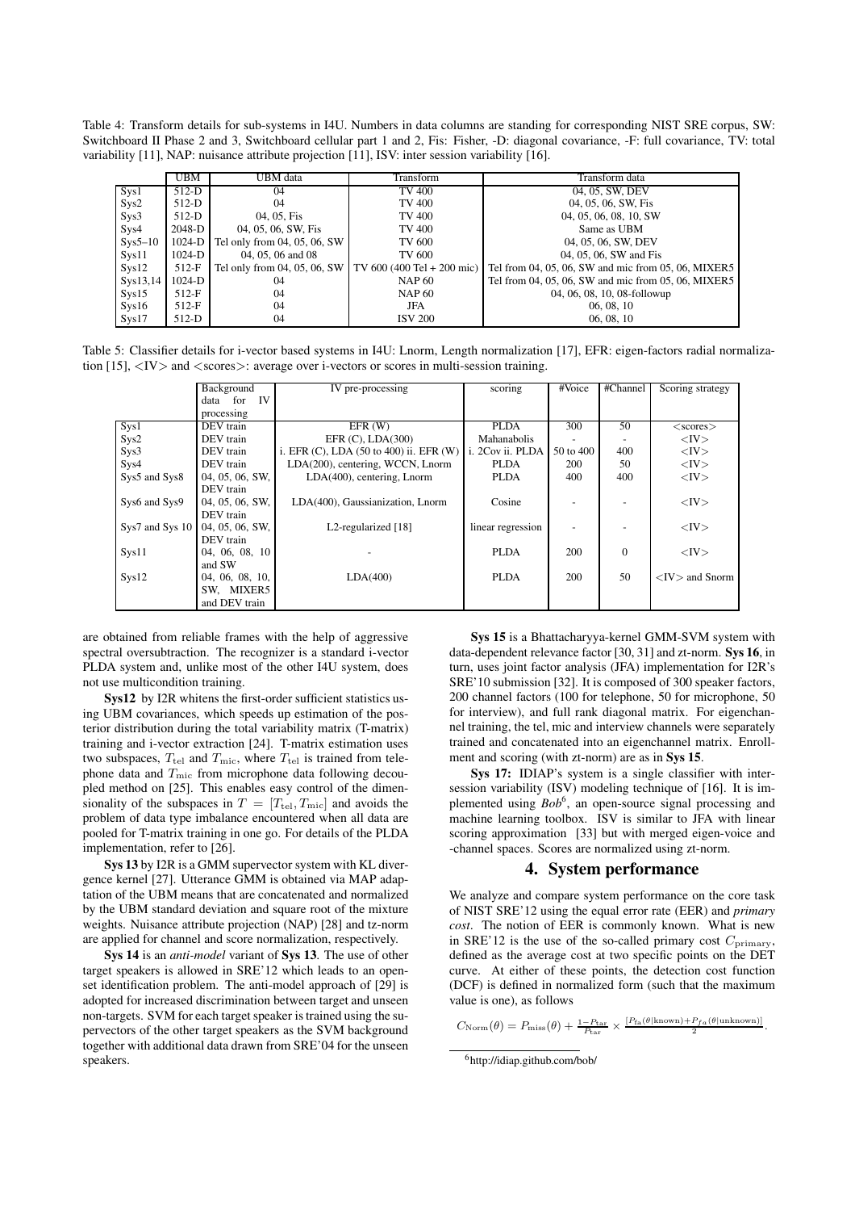Table 4: Transform details for sub-systems in I4U. Numbers in data columns are standing for corresponding NIST SRE corpus, SW: Switchboard II Phase 2 and 3, Switchboard cellular part 1 and 2, Fis: Fisher, -D: diagonal covariance, -F: full covariance, TV: total variability [11], NAP: nuisance attribute projection [11], ISV: inter session variability [16].

| | UBM | UBM data | Transform | Transform data |
|---|---|---|---|---|
| Sys1 | 512-D | 04 | TV 400 | 04, 05, SW, DEV |
| Sys2 | 512-D | 04 | TV 400 | 04, 05, 06, SW, Fis |
| Sys3 | 512-D | 04, 05, Fis | TV 400 | 04, 05, 06, 08, 10, SW |
| Sys4 | 2048-D | 04, 05, 06, SW, Fis | TV 400 | Same as UBM |
| Sys5–10 | 1024-D | Tel only from 04, 05, 06, SW | TV 600 | 04, 05, 06, SW, DEV |
| Sys11 | 1024-D | 04, 05, 06 and 08 | TV 600 | 04, 05, 06, SW and Fis |
| Sys12 | 512-F | Tel only from 04, 05, 06, SW | TV 600 (400 Tel + 200 mic) | Tel from 04, 05, 06, SW and mic from 05, 06, MIXER5 |
| Sys13,14 | 1024-D | 04 | NAP 60 | Tel from 04, 05, 06, SW and mic from 05, 06, MIXER5 |
| Sys15 | 512-F | 04 | NAP 60 | 04, 06, 08, 10, 08-followup |
| Sys16 | 512-F | 04 | JFA | 06, 08, 10 |
| Sys17 | 512-D | 04 | ISV 200 | 06, 08, 10 |

Table 5: Classifier details for i-vector based systems in I4U: Lnorm, Length normalization [17], EFR: eigen-factors radial normalization [15], <IV> and <scores>: average over i-vectors or scores in multi-session training.

| | Background data for IV processing | IV pre-processing | scoring | #Voice | #Channel | Scoring strategy |
|---|---|---|---|---|---|---|
| Sys1 | DEV train | EFR (W) | PLDA | 300 | 50 | <scores> |
| Sys2 | DEV train | EFR (C), LDA(300) | Mahanabolis | - | - | <IV> |
| Sys3 | DEV train | i. EFR (C), LDA (50 to 400) ii. EFR (W) | i. 2Cov ii. PLDA | 50 to 400 | 400 | <IV> |
| Sys4 | DEV train | LDA(200), centering, WCCN, Lnorm | PLDA | 200 | 50 | <IV> |
| Sys5 and Sys8 | 04, 05, 06, SW, DEV train | LDA(400), centering, Lnorm | PLDA | 400 | 400 | <IV> |
| Sys6 and Sys9 | 04, 05, 06, SW, DEV train | LDA(400), Gaussianization, Lnorm | Cosine | - | - | <IV> |
| Sys7 and Sys 10 | 04, 05, 06, SW, DEV train | L2-regularized [18] | linear regression | - | - | <IV> |
| Sys11 | 04, 06, 08, 10 and SW | - | PLDA | 200 | 0 | <IV> |
| Sys12 | 04, 06, 08, 10, SW, MIXER5 and DEV train | LDA(400) | PLDA | 200 | 50 | <IV> and Snorm |

are obtained from reliable frames with the help of aggressive spectral oversubtraction. The recognizer is a standard i-vector PLDA system and, unlike most of the other I4U system, does not use multicondition training.

**Sys12** by I2R whitens the first-order sufficient statistics using UBM covariances, which speeds up estimation of the posterior distribution during the total variability matrix (T-matrix) training and i-vector extraction [24]. T-matrix estimation uses two subspaces, $T_{\text{tel}}$ and $T_{\text{mic}}$, where $T_{\text{tel}}$ is trained from telephone data and $T_{\text{mic}}$ from microphone data following decoupled method on [25]. This enables easy control of the dimensionality of the subspaces in $T = [T_{\text{tel}}, T_{\text{mic}}]$ and avoids the problem of data type imbalance encountered when all data are pooled for T-matrix training in one go. For details of the PLDA implementation, refer to [26].

**Sys 13** by I2R is a GMM supervector system with KL divergence kernel [27]. Utterance GMM is obtained via MAP adaptation of the UBM means that are concatenated and normalized by the UBM standard deviation and square root of the mixture weights. Nuisance attribute projection (NAP) [28] and tz-norm are applied for channel and score normalization, respectively.

**Sys 14** is an *anti-model* variant of **Sys 13**. The use of other target speakers is allowed in SRE'12 which leads to an open-set identification problem. The anti-model approach of [29] is adopted for increased discrimination between target and unseen non-targets. SVM for each target speaker is trained using the supervectors of the other target speakers as the SVM background together with additional data drawn from SRE'04 for the unseen speakers.

**Sys 15** is a Bhattacharyya-kernel GMM-SVM system with data-dependent relevance factor [30, 31] and zt-norm. **Sys 16**, in turn, uses joint factor analysis (JFA) implementation for I2R's SRE'10 submission [32]. It is composed of 300 speaker factors, 200 channel factors (100 for telephone, 50 for microphone, 50 for interview), and full rank diagonal matrix. For eigenchannel training, the tel, mic and interview channels were separately trained and concatenated into an eigenchannel matrix. Enrollment and scoring (with zt-norm) are as in **Sys 15**.

**Sys 17:** IDIAP's system is a single classifier with intersession variability (ISV) modeling technique of [16]. It is implemented using *Bob*[6], an open-source signal processing and machine learning toolbox. ISV is similar to JFA with linear scoring approximation [33] but with merged eigen-voice and -channel spaces. Scores are normalized using zt-norm.

## 4. System performance

We analyze and compare system performance on the core task of NIST SRE'12 using the equal error rate (EER) and *primary cost*. The notion of EER is commonly known. What is new in SRE'12 is the use of the so-called primary cost $C_{\text{primary}}$, defined as the average cost at two specific points on the DET curve. At either of these points, the detection cost function (DCF) is defined in normalized form (such that the maximum value is one), as follows

$$C_{\text{Norm}}(\theta) = P_{\text{miss}}(\theta) + \frac{1-P_{\text{tar}}}{P_{\text{tar}}} \times \frac{[P_{\text{fa}}(\theta|\text{known}) + P_{fa}(\theta|\text{unknown})]}{2}.$$

[6] http://idiap.github.com/bob/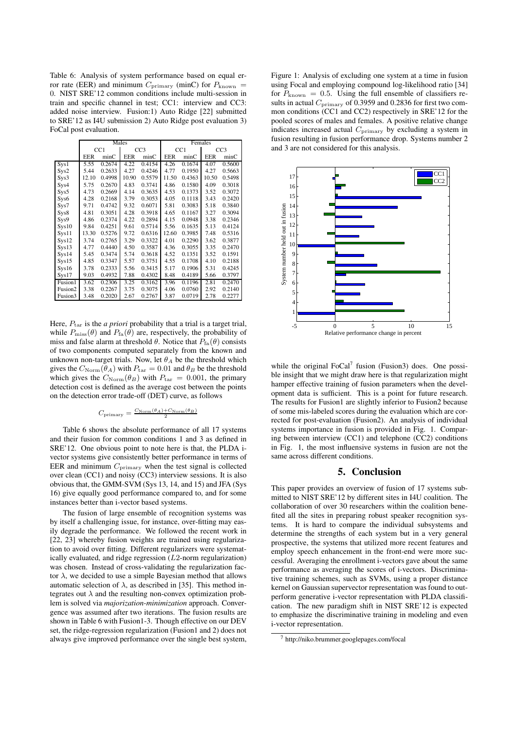Table 6: Analysis of system performance based on equal error rate (EER) and minimum $C_{\text{primary}}$ (minC) for $P_{\text{known}} = 0$. NIST SRE'12 common conditions include multi-session in train and specific channel in test; CC1: interview and CC3: added noise interview. Fusion:1) Auto Ridge [22] submitted to SRE'12 as I4U submission 2) Auto Ridge post evaluation 3) FoCal post evaluation.

| | Males | | | | Females | | | |
|---|---|---|---|---|---|---|---|---|
| | CC1 | | CC3 | | CC1 | | CC3 | |
| | EER | minC | EER | minC | EER | minC | EER | minC |
| Sys1 | 5.55 | 0.2674 | 4.22 | 0.4154 | 4.26 | 0.1674 | 4.07 | 0.5600 |
| Sys2 | 5.44 | 0.2633 | 4.27 | 0.4246 | 4.77 | 0.1950 | 4.27 | 0.5663 |
| Sys3 | 12.10 | 0.4998 | 10.90 | 0.5579 | 11.50 | 0.4363 | 10.50 | 0.5498 |
| Sys4 | 5.75 | 0.2670 | 4.83 | 0.3741 | 4.86 | 0.1580 | 4.09 | 0.3018 |
| Sys5 | 4.73 | 0.2669 | 4.14 | 0.3635 | 4.53 | 0.1373 | 3.52 | 0.3072 |
| Sys6 | 4.28 | 0.2168 | 3.79 | 0.3053 | 4.05 | 0.1118 | 3.43 | 0.2420 |
| Sys7 | 9.71 | 0.4742 | 9.32 | 0.6071 | 5.81 | 0.3083 | 5.18 | 0.3840 |
| Sys8 | 4.81 | 0.3051 | 4.28 | 0.3918 | 4.65 | 0.1167 | 3.27 | 0.3094 |
| Sys9 | 4.86 | 0.2374 | 4.22 | 0.2894 | 4.15 | 0.0948 | 3.38 | 0.2346 |
| Sys10 | 9.84 | 0.4251 | 9.61 | 0.5714 | 5.56 | 0.1635 | 5.13 | 0.4124 |
| Sys11 | 13.30 | 0.5276 | 9.72 | 0.6316 | 12.60 | 0.3985 | 7.48 | 0.5316 |
| Sys12 | 3.74 | 0.2765 | 3.29 | 0.3322 | 4.01 | 0.2290 | 3.62 | 0.3877 |
| Sys13 | 4.77 | 0.4440 | 4.50 | 0.3587 | 4.36 | 0.3055 | 3.35 | 0.2470 |
| Sys14 | 5.45 | 0.3474 | 5.74 | 0.3618 | 4.52 | 0.1351 | 3.52 | 0.1591 |
| Sys15 | 4.85 | 0.3347 | 5.57 | 0.3751 | 4.55 | 0.1708 | 4.10 | 0.2188 |
| Sys16 | 3.78 | 0.2333 | 5.56 | 0.3415 | 5.17 | 0.1906 | 5.31 | 0.4245 |
| Sys17 | 9.03 | 0.4932 | 7.88 | 0.4302 | 8.48 | 0.4189 | 5.66 | 0.3797 |
| Fusion1 | 3.62 | 0.2306 | 3.25 | 0.3162 | 3.96 | 0.1196 | 2.81 | 0.2470 |
| Fusion2 | 3.38 | 0.2267 | 3.75 | 0.3075 | 4.06 | 0.0760 | 2.92 | 0.2140 |
| Fusion3 | 3.48 | 0.2020 | 2.67 | 0.2767 | 3.87 | 0.0719 | 2.78 | 0.2277 |

Here, $P_{\text{tar}}$ is the *a priori* probability that a trial is a target trial, while $P_{\text{miss}}(\theta)$ and $P_{\text{fa}}(\theta)$ are, respectively, the probability of miss and false alarm at threshold $\theta$. Notice that $P_{\text{fa}}(\theta)$ consists of two components computed separately from the known and unknown non-target trials. Now, let $\theta_A$ be the threshold which gives the $C_{\text{Norm}}(\theta_A)$ with $P_{\text{tar}} = 0.01$ and $\theta_B$ be the threshold which gives the $C_{\text{Norm}}(\theta_B)$ with $P_{\text{tar}} = 0.001$, the primary detection cost is defined as the average cost between the points on the detection error trade-off (DET) curve, as follows

$$C_{\text{primary}} = \frac{C_{\text{Norm}}(\theta_A)+C_{\text{Norm}}(\theta_B)}{2}$$

Table 6 shows the absolute performance of all 17 systems and their fusion for common conditions 1 and 3 as defined in SRE'12. One obvious point to note here is that, the PLDA i-vector systems give consistently better performance in terms of EER and minimum $C_{\text{primary}}$ when the test signal is collected over clean (CC1) and noisy (CC3) interview sessions. It is also obvious that, the GMM-SVM (Sys 13, 14, and 15) and JFA (Sys 16) give equally good performance compared to, and for some instances better than i-vector based systems.

The fusion of large ensemble of recognition systems was by itself a challenging issue, for instance, over-fitting may easily degrade the performance. We followed the recent work in [22, 23] whereby fusion weights are trained using regularization to avoid over fitting. Different regularizers were systematically evaluated, and ridge regression ($L2$-norm regularization) was chosen. Instead of cross-validating the regularization factor $\lambda$, we decided to use a simple Bayesian method that allows automatic selection of $\lambda$, as described in [35]. This method integrates out $\lambda$ and the resulting non-convex optimization problem is solved via *majorization-minimization* approach. Convergence was assumed after two iterations. The fusion results are shown in Table 6 with Fusion1-3. Though effective on our DEV set, the ridge-regression regularization (Fusion1 and 2) does not always give improved performance over the single best system,

Figure 1: Analysis of excluding one system at a time in fusion using Focal and employing compound log-likelihood ratio [34] for $P_{\text{known}} = 0.5$. Using the full ensemble of classifiers results in actual $C_{\text{primary}}$ of 0.3959 and 0.2836 for first two common conditions (CC1 and CC2) respectively in SRE'12 for the pooled scores of males and females. A positive relative change indicates increased actual $C_{\text{primary}}$ by excluding a system in fusion resulting in fusion performance drop. Systems number 2 and 3 are not considered for this analysis.

while the original FoCal[7] fusion (Fusion3) does. One possible insight that we might draw here is that regularization might hamper effective training of fusion parameters when the development data is sufficient. This is a point for future research. The results for Fusion1 are slightly inferior to Fusion2 because of some mis-labeled scores during the evaluation which are corrected for post-evaluation (Fusion2). An analysis of individual systems importance in fusion is provided in Fig. 1. Comparing between interview (CC1) and telephone (CC2) conditions in Fig. 1, the most influensive systems in fusion are not the same across different conditions.

## 5. Conclusion

This paper provides an overview of fusion of 17 systems submitted to NIST SRE'12 by different sites in I4U coalition. The collaboration of over 30 researchers within the coalition benefited all the sites in preparing robust speaker recognition systems. It is hard to compare the individual subsystems and determine the strengths of each system but in a very general prospective, the systems that utilized more recent features and employ speech enhancement in the front-end were more successful. Averaging the enrollment i-vectors gave about the same performance as averaging the scores of i-vectors. Discriminative training schemes, such as SVMs, using a proper distance kernel on Gaussian supervector representation was found to outperform generative i-vector representation with PLDA classification. The new paradigm shift in NIST SRE'12 is expected to emphasize the discriminative training in modeling and even i-vector representation.

[7] http://niko.brummer.googlepages.com/focal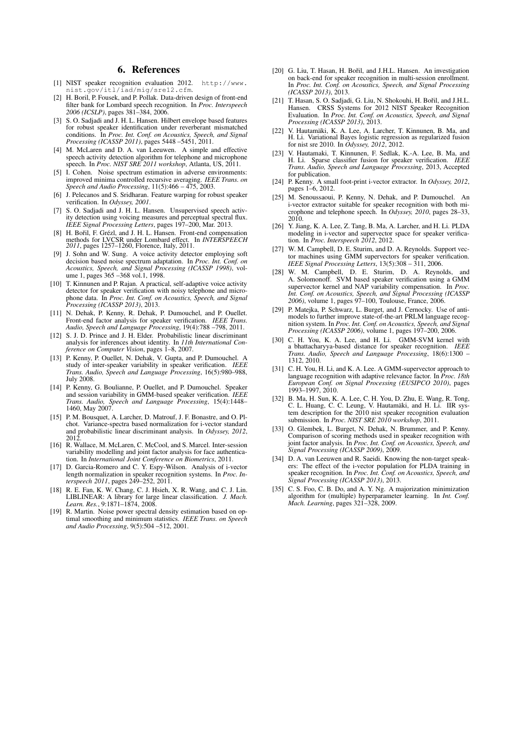## 6. References

[1] NIST speaker recognition evaluation 2012. http://www.nist.gov/itl/iad/mig/sre12.cfm.

[2] H. Boril, P. Fousek, and P. Pollak. Data-driven design of front-end filter bank for Lombard speech recognition. In *Proc. Interspeech 2006 (ICSLP)*, pages 381–384, 2006.

[3] S. O. Sadjadi and J. H. L. Hansen. Hilbert envelope based features for robust speaker identification under reverberant mismatched conditions. In *Proc. Int. Conf. on Acoustics, Speech, and Signal Processing (ICASSP 2011)*, pages 5448 –5451, 2011.

[4] M. McLaren and D. A. van Leeuwen. A simple and effective speech activity detection algorithm for telephone and microphone speech. In *Proc. NIST SRE 2011 workshop*, Atlanta, US, 2011.

[5] I. Cohen. Noise spectrum estimation in adverse environments: improved minima controlled recursive averaging. *IEEE Trans. on Speech and Audio Processing*, 11(5):466 – 475, 2003.

[6] J. Pelecanos and S. Sridharan. Feature warping for robust speaker verification. In *Odyssey, 2001*.

[7] S. O. Sadjadi and J. H. L. Hansen. Unsupervised speech activity detection using voicing measures and perceptual spectral flux. *IEEE Signal Processing Letters*, pages 197–200, Mar. 2013.

[8] H. Bořil, F. Grézl, and J. H. L. Hansen. Front-end compensation methods for LVCSR under Lombard effect. In *INTERSPEECH 2011*, pages 1257–1260, Florence, Italy, 2011.

[9] J. Sohn and W. Sung. A voice activity detector employing soft decision based noise spectrum adaptation. In *Proc. Int. Conf. on Acoustics, Speech, and Signal Processing (ICASSP 1998)*, volume 1, pages 365 –368 vol.1, 1998.

[10] T. Kinnunen and P. Rajan. A practical, self-adaptive voice activity detector for speaker verification with noisy telephone and microphone data. In *Proc. Int. Conf. on Acoustics, Speech, and Signal Processing (ICASSP 2013)*, 2013.

[11] N. Dehak, P. Kenny, R. Dehak, P. Dumouchel, and P. Ouellet. Front-end factor analysis for speaker verification. *IEEE Trans. Audio, Speech and Language Processing*, 19(4):788 –798, 2011.

[12] S. J. D. Prince and J. H. Elder. Probabilistic linear discriminant analysis for inferences about identity. In *11th International Conference on Computer Vision*, pages 1–8, 2007.

[13] P. Kenny, P. Ouellet, N. Dehak, V. Gupta, and P. Dumouchel. A study of inter-speaker variability in speaker verification. *IEEE Trans. Audio, Speech and Language Processing*, 16(5):980–988, July 2008.

[14] P. Kenny, G. Boulianne, P. Ouellet, and P. Dumouchel. Speaker and session variability in GMM-based speaker verification. *IEEE Trans. Audio, Speech and Language Processing*, 15(4):1448–1460, May 2007.

[15] P. M. Bousquet, A. Larcher, D. Matrouf, J. F. Bonastre, and O. Plchot. Variance-spectra based normalization for i-vector standard and probabilistic linear discriminant analysis. In *Odyssey, 2012*, 2012.

[16] R. Wallace, M. McLaren, C. McCool, and S. Marcel. Inter-session variability modelling and joint factor analysis for face authentication. In *International Joint Conference on Biometrics*, 2011.

[17] D. Garcia-Romero and C. Y. Espy-Wilson. Analysis of i-vector length normalization in speaker recognition systems. In *Proc. Interspeech 2011*, pages 249–252, 2011.

[18] R. E. Fan, K. W. Chang, C. J. Hsieh, X. R. Wang, and C. J. Lin. LIBLINEAR: A library for large linear classification. *J. Mach. Learn. Res.*, 9:1871–1874, 2008.

[19] R. Martin. Noise power spectral density estimation based on optimal smoothing and minimum statistics. *IEEE Trans. on Speech and Audio Processing*, 9(5):504 –512, 2001.

[20] G. Liu, T. Hasan, H. Bořil, and J.H.L. Hansen. An investigation on back-end for speaker recognition in multi-session enrollment. In *Proc. Int. Conf. on Acoustics, Speech, and Signal Processing (ICASSP 2013)*, 2013.

[21] T. Hasan, S. O. Sadjadi, G. Liu, N. Shokouhi, H. Bořil, and J.H.L. Hansen. CRSS Systems for 2012 NIST Speaker Recognition Evaluation. In *Proc. Int. Conf. on Acoustics, Speech, and Signal Processing (ICASSP 2013)*, 2013.

[22] V. Hautamäki, K. A. Lee, A. Larcher, T. Kinnunen, B. Ma, and H. Li. Variational Bayes logistic regression as regularized fusion for nist sre 2010. In *Odyssey, 2012*, 2012.

[23] V. Hautamaki, T. Kinnunen, F. Sedlak, K.-A. Lee, B. Ma, and H. Li. Sparse classifier fusion for speaker verification. *IEEE Trans. Audio, Speech and Language Processing*, 2013, Accepted for publication.

[24] P. Kenny. A small foot-print i-vector extractor. In *Odyssey, 2012*, pages 1–6, 2012.

[25] M. Senoussaoui, P. Kenny, N. Dehak, and P. Dumouchel. An i-vector extractor suitable for speaker recognition with both microphone and telephone speech. In *Odyssey, 2010*, pages 28–33, 2010.

[26] Y. Jiang, K. A. Lee, Z. Tang, B. Ma, A. Larcher, and H. Li. PLDA modeling in i-vector and supervector space for speaker verification. In *Proc. Interspeech 2012*, 2012.

[27] W. M. Campbell, D. E. Sturim, and D. A. Reynolds. Support vector machines using GMM supervectors for speaker verification. *IEEE Signal Processing Letters*, 13(5):308 – 311, 2006.

[28] W. M. Campbell, D. E. Sturim, D. A. Reynolds, and A. Solomonoff. SVM based speaker verification using a GMM supervector kernel and NAP variability compensation. In *Proc. Int. Conf. on Acoustics, Speech, and Signal Processing (ICASSP 2006)*, volume 1, pages 97–100, Toulouse, France, 2006.

[29] P. Matejka, P. Schwarz, L. Burget, and J. Cernocky. Use of antimodels to further improve state-of-the-art PRLM language recognition system. In *Proc. Int. Conf. on Acoustics, Speech, and Signal Processing (ICASSP 2006)*, volume 1, pages 197–200, 2006.

[30] C. H. You, K. A. Lee, and H. Li. GMM-SVM kernel with a bhattacharyya-based distance for speaker recognition. *IEEE Trans. Audio, Speech and Language Processing*, 18(6):1300 – 1312, 2010.

[31] C. H. You, H. Li, and K. A. Lee. A GMM-supervector approach to language recognition with adaptive relevance factor. In *Proc. 18th European Conf. on Signal Processing (EUSIPCO 2010)*, pages 1993–1997, 2010.

[32] B. Ma, H. Sun, K. A. Lee, C. H. You, D. Zhu, E. Wang, R. Tong, C. L. Huang, C. C. Leung, V. Hautamäki, and H. Li. IIR system description for the 2010 nist speaker recognition evaluation submission. In *Proc. NIST SRE 2010 workshop*, 2011.

[33] O. Glembek, L. Burget, N. Dehak, N. Brummer, and P. Kenny. Comparison of scoring methods used in speaker recognition with joint factor analysis. In *Proc. Int. Conf. on Acoustics, Speech, and Signal Processing (ICASSP 2009)*, 2009.

[34] D. A. van Leeuwen and R. Saeidi. Knowing the non-target speakers: The effect of the i-vector population for PLDA training in speaker recognition. In *Proc. Int. Conf. on Acoustics, Speech, and Signal Processing (ICASSP 2013)*, 2013.

[35] C. S. Foo, C. B. Do, and A. Y. Ng. A majorization minimization algorithm for (multiple) hyperparameter learning. In *Int. Conf. Mach. Learning*, pages 321–328, 2009.